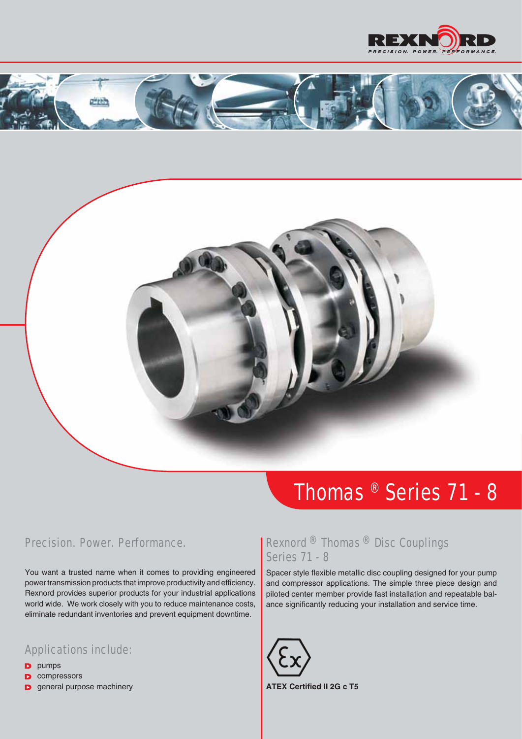REXNORD

PRECISION. POWER. PERFORMANCE.

# Thomas ® Series 71 - 8

## Precision. Power. Performance.

You want a trusted name when it comes to providing engineered power transmission products that improve productivity and efficiency. Rexnord provides superior products for your industrial applications world wide. We work closely with you to reduce maintenance costs, eliminate redundant inventories and prevent equipment downtime.

## Applications include:

- pumps
- compressors
- general purpose machinery

## Rexnord ® Thomas ® Disc Couplings Series 71 - 8

Spacer style flexible metallic disc coupling designed for your pump and compressor applications. The simple three piece design and piloted center member provide fast installation and repeatable balance significantly reducing your installation and service time.

**ATEX Certified II 2G c T5**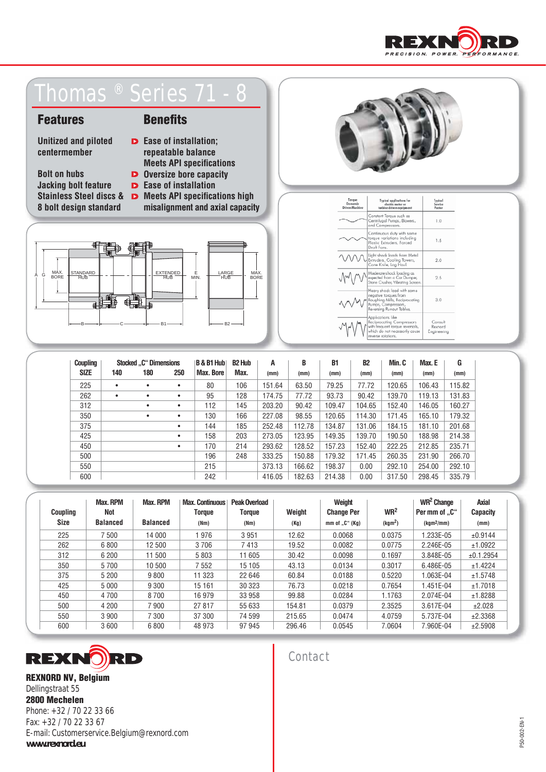# Thomas ® Series 71 - 8

| Features | Benefits |
|---|---|
| Unitized and piloted centermember | Ease of installation; repeatable balance Meets API specifications |
| Bolt on hubs | Oversize bore capacity |
| Jacking bolt feature | Ease of installation |
| Stainless Steel discs & 8 bolt design standard | Meets API specifications high misalignment and axial capacity |

A G MAX. BORE STANDARD HUB EXTENDED HUB E MIN. LARGE HUB MAX. BORE

B C B1 B2

| Torque Demands Driven Machine | Typical applications for electric motor or turbine driven equipment | Typical Service Factor |
|---|---|---|
| | Constant Torque such as Centrifugal Pumps, Blowers, and Compressors. | 1.0 |
| | Continuous duty with some torque variations including Plastic Extruders, Forced Draft Fans. | 1.5 |
| | Light shock loads from Metal Extruders, Cooling Towers, Cane Knife, Log Haul. | 2.0 |
| | Moderate shock loading as expected from a Car Dumper, Stone Crusher, Vibrating Screen. | 2.5 |
| | Heavy shock load with some negative torques from Roughing Mills, Reciprocating Pumps, Compressors, Reversing Runout Tables. | 3.0 |
| | Applications like Reciprocating Compressors with frequent torque reversals, which do not necessarily cause reverse rotations. | Consult Rexnord Engineering |

| Coupling SIZE | Stocked „C“ Dimensions 140 | 180 | 250 | B & B1 Hub Max. Bore | B2 Hub Max. | A (mm) | B (mm) | B1 (mm) | B2 (mm) | Min. C (mm) | Max. E (mm) | G (mm) |
|---|---|---|---|---|---|---|---|---|---|---|---|---|
| 225 | • | • | • | 80 | 106 | 151.64 | 63.50 | 79.25 | 77.72 | 120.65 | 106.43 | 115.82 |
| 262 | • | • | • | 95 | 128 | 174.75 | 77.72 | 93.73 | 90.42 | 139.70 | 119.13 | 131.83 |
| 312 | | • | • | 112 | 145 | 203.20 | 90.42 | 109.47 | 104.65 | 152.40 | 146.05 | 160.27 |
| 350 | | • | • | 130 | 166 | 227.08 | 98.55 | 120.65 | 114.30 | 171.45 | 165.10 | 179.32 |
| 375 | | | • | 144 | 185 | 252.48 | 112.78 | 134.87 | 131.06 | 184.15 | 181.10 | 201.68 |
| 425 | | | • | 158 | 203 | 273.05 | 123.95 | 149.35 | 139.70 | 190.50 | 188.98 | 214.38 |
| 450 | | | • | 170 | 214 | 293.62 | 128.52 | 157.23 | 152.40 | 222.25 | 212.85 | 235.71 |
| 500 | | | | 196 | 248 | 333.25 | 150.88 | 179.32 | 171.45 | 260.35 | 231.90 | 266.70 |
| 550 | | | | 215 | | 373.13 | 166.62 | 198.37 | 0.00 | 292.10 | 254.00 | 292.10 |
| 600 | | | | 242 | | 416.05 | 182.63 | 214.38 | 0.00 | 317.50 | 298.45 | 335.79 |

| Coupling Size | Max. RPM Not Balanced | Max. RPM Balanced | Max. Continuous Torque (Nm) | Peak Overload Torque (Nm) | Weight (Kg) | Weight Change Per mm of „C“ (Kg) | $WR^2$ ($kgm^2$) | $WR^2$ Change Per mm of „C“ ($kgm^2$/mm) | Axial Capacity (mm) |
|---|---|---|---|---|---|---|---|---|---|
| 225 | 7 500 | 14 000 | 1 976 | 3 951 | 12.62 | 0.0068 | 0.0375 | 1.233E-05 | ±0.9144 |
| 262 | 6 800 | 12 500 | 3 706 | 7 413 | 19.52 | 0.0082 | 0.0775 | 2.246E-05 | ±1.0922 |
| 312 | 6 200 | 11 500 | 5 803 | 11 605 | 30.42 | 0.0098 | 0.1697 | 3.848E-05 | ±0.1.2954 |
| 350 | 5 700 | 10 500 | 7 552 | 15 105 | 43.13 | 0.0134 | 0.3017 | 6.486E-05 | ±1.4224 |
| 375 | 5 200 | 9 800 | 11 323 | 22 646 | 60.84 | 0.0188 | 0.5220 | 1.063E-04 | ±1.5748 |
| 425 | 5 000 | 9 300 | 15 161 | 30 323 | 76.73 | 0.0218 | 0.7654 | 1.451E-04 | ±1.7018 |
| 450 | 4 700 | 8 700 | 16 979 | 33 958 | 99.88 | 0.0284 | 1.1763 | 2.074E-04 | ±1.8288 |
| 500 | 4 200 | 7 900 | 27 817 | 55 633 | 154.81 | 0.0379 | 2.3525 | 3.617E-04 | ±2.028 |
| 550 | 3 900 | 7 300 | 37 300 | 74 599 | 215.65 | 0.0474 | 4.0759 | 5.737E-04 | ±2.3368 |
| 600 | 3 600 | 6 800 | 48 973 | 97 945 | 296.46 | 0.0545 | 7.0604 | 7.960E-04 | ±2.5908 |

**REXNORD NV, Belgium**
Dellingstraat 55
**2800 Mechelen**
Phone: +32 / 70 22 33 66
Fax: +32 / 70 22 33 67
E-mail: Customerservice.Belgium@rexnord.com
**www.rexnord.eu**

Contact

P50-002-EN-1